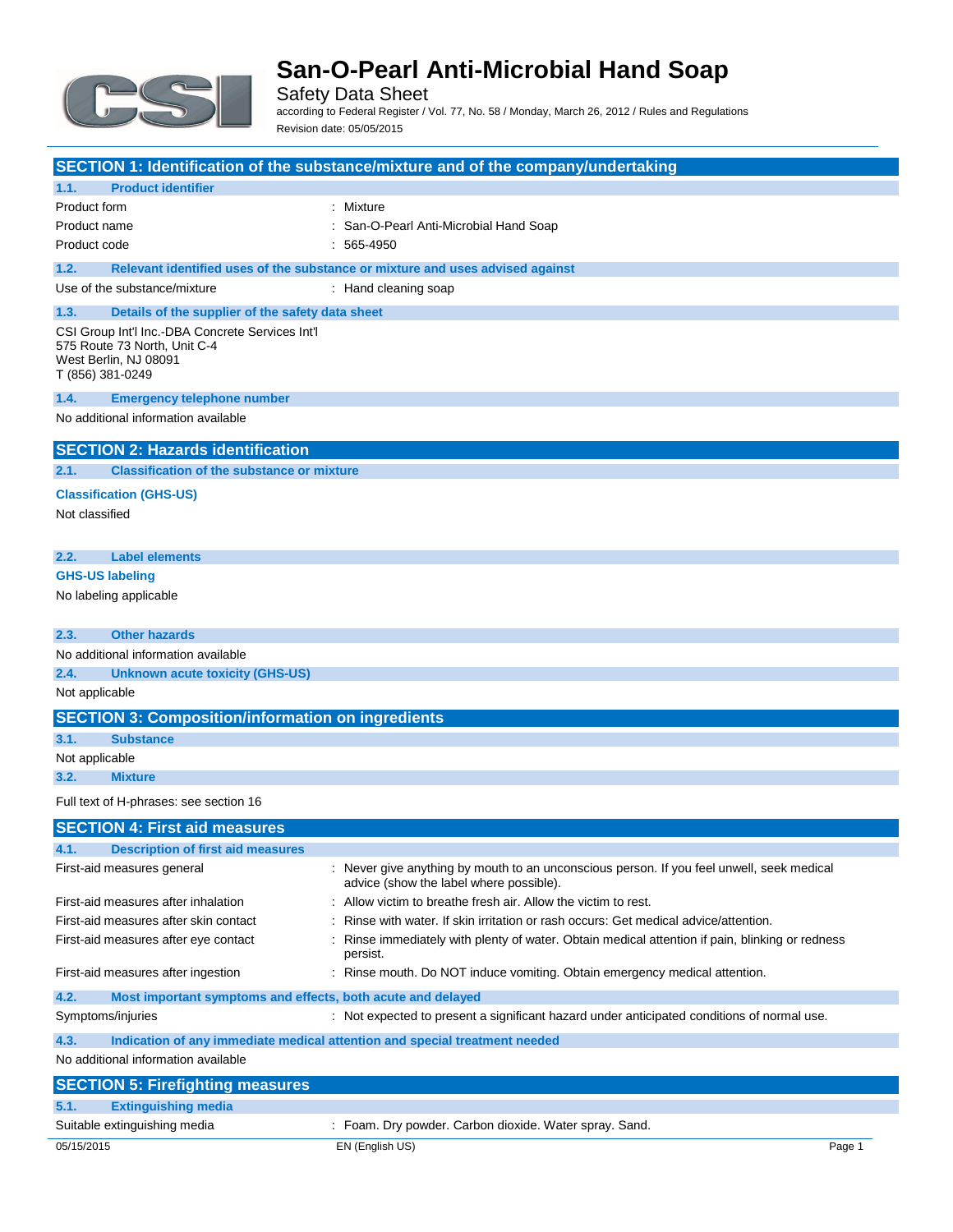# San-O-Pearl Anti-Microbial Hand Soap

Safety Data Sheet

according to Federal Register / Vol. 77, No. 58 / Monday, March 26, 2012 / Rules and Regulations

Revision date: 05/05/2015

## SECTION 1: Identification of the substance/mixture and of the company/undertaking

### 1.1. Product identifier

Product form : Mixture

Product name : San-O-Pearl Anti-Microbial Hand Soap

Product code : 565-4950

### 1.2. Relevant identified uses of the substance or mixture and uses advised against

Use of the substance/mixture : Hand cleaning soap

### 1.3. Details of the supplier of the safety data sheet

CSI Group Int'l Inc.-DBA Concrete Services Int'l
575 Route 73 North, Unit C-4
West Berlin, NJ 08091
T (856) 381-0249

### 1.4. Emergency telephone number

No additional information available

## SECTION 2: Hazards identification

### 2.1. Classification of the substance or mixture

**Classification (GHS-US)**

Not classified

### 2.2. Label elements

**GHS-US labeling**

No labeling applicable

### 2.3. Other hazards

No additional information available

### 2.4. Unknown acute toxicity (GHS-US)

Not applicable

## SECTION 3: Composition/information on ingredients

### 3.1. Substance

Not applicable

### 3.2. Mixture

Full text of H-phrases: see section 16

## SECTION 4: First aid measures

### 4.1. Description of first aid measures

First-aid measures general : Never give anything by mouth to an unconscious person. If you feel unwell, seek medical advice (show the label where possible).

First-aid measures after inhalation : Allow victim to breathe fresh air. Allow the victim to rest.

First-aid measures after skin contact : Rinse with water. If skin irritation or rash occurs: Get medical advice/attention.

First-aid measures after eye contact : Rinse immediately with plenty of water. Obtain medical attention if pain, blinking or redness persist.

First-aid measures after ingestion : Rinse mouth. Do NOT induce vomiting. Obtain emergency medical attention.

### 4.2. Most important symptoms and effects, both acute and delayed

Symptoms/injuries : Not expected to present a significant hazard under anticipated conditions of normal use.

### 4.3. Indication of any immediate medical attention and special treatment needed

No additional information available

## SECTION 5: Firefighting measures

### 5.1. Extinguishing media

Suitable extinguishing media : Foam. Dry powder. Carbon dioxide. Water spray. Sand.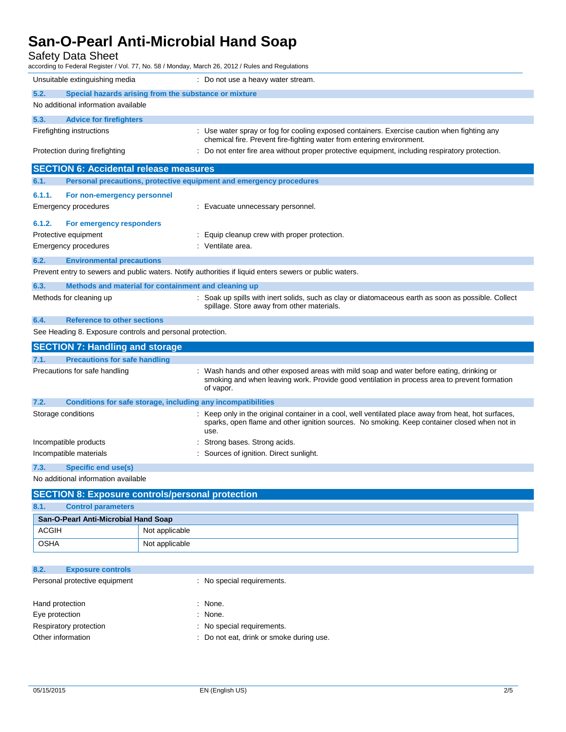Unsuitable extinguishing media : Do not use a heavy water stream.

### 5.2. Special hazards arising from the substance or mixture

No additional information available

### 5.3. Advice for firefighters

| | |
|---|---|
| Firefighting instructions | : Use water spray or fog for cooling exposed containers. Exercise caution when fighting any chemical fire. Prevent fire-fighting water from entering environment. |
| Protection during firefighting | : Do not enter fire area without proper protective equipment, including respiratory protection. |

## SECTION 6: Accidental release measures

### 6.1. Personal precautions, protective equipment and emergency procedures

#### 6.1.1. For non-emergency personnel

| | |
|---|---|
| Emergency procedures | : Evacuate unnecessary personnel. |

#### 6.1.2. For emergency responders

| | |
|---|---|
| Protective equipment | : Equip cleanup crew with proper protection. |
| Emergency procedures | : Ventilate area. |

### 6.2. Environmental precautions

Prevent entry to sewers and public waters. Notify authorities if liquid enters sewers or public waters.

### 6.3. Methods and material for containment and cleaning up

| | |
|---|---|
| Methods for cleaning up | : Soak up spills with inert solids, such as clay or diatomaceous earth as soon as possible. Collect spillage. Store away from other materials. |

### 6.4. Reference to other sections

See Heading 8. Exposure controls and personal protection.

## SECTION 7: Handling and storage

### 7.1. Precautions for safe handling

| | |
|---|---|
| Precautions for safe handling | : Wash hands and other exposed areas with mild soap and water before eating, drinking or smoking and when leaving work. Provide good ventilation in process area to prevent formation of vapor. |

### 7.2. Conditions for safe storage, including any incompatibilities

| | |
|---|---|
| Storage conditions | : Keep only in the original container in a cool, well ventilated place away from heat, hot surfaces, sparks, open flame and other ignition sources. No smoking. Keep container closed when not in use. |
| Incompatible products | : Strong bases. Strong acids. |
| Incompatible materials | : Sources of ignition. Direct sunlight. |

### 7.3. Specific end use(s)

No additional information available

## SECTION 8: Exposure controls/personal protection

### 8.1. Control parameters

| San-O-Pearl Anti-Microbial Hand Soap | |
|---|---|
| ACGIH | Not applicable |
| OSHA | Not applicable |

### 8.2. Exposure controls

| | |
|---|---|
| Personal protective equipment | : No special requirements. |
| Hand protection | : None. |
| Eye protection | : None. |
| Respiratory protection | : No special requirements. |
| Other information | : Do not eat, drink or smoke during use. |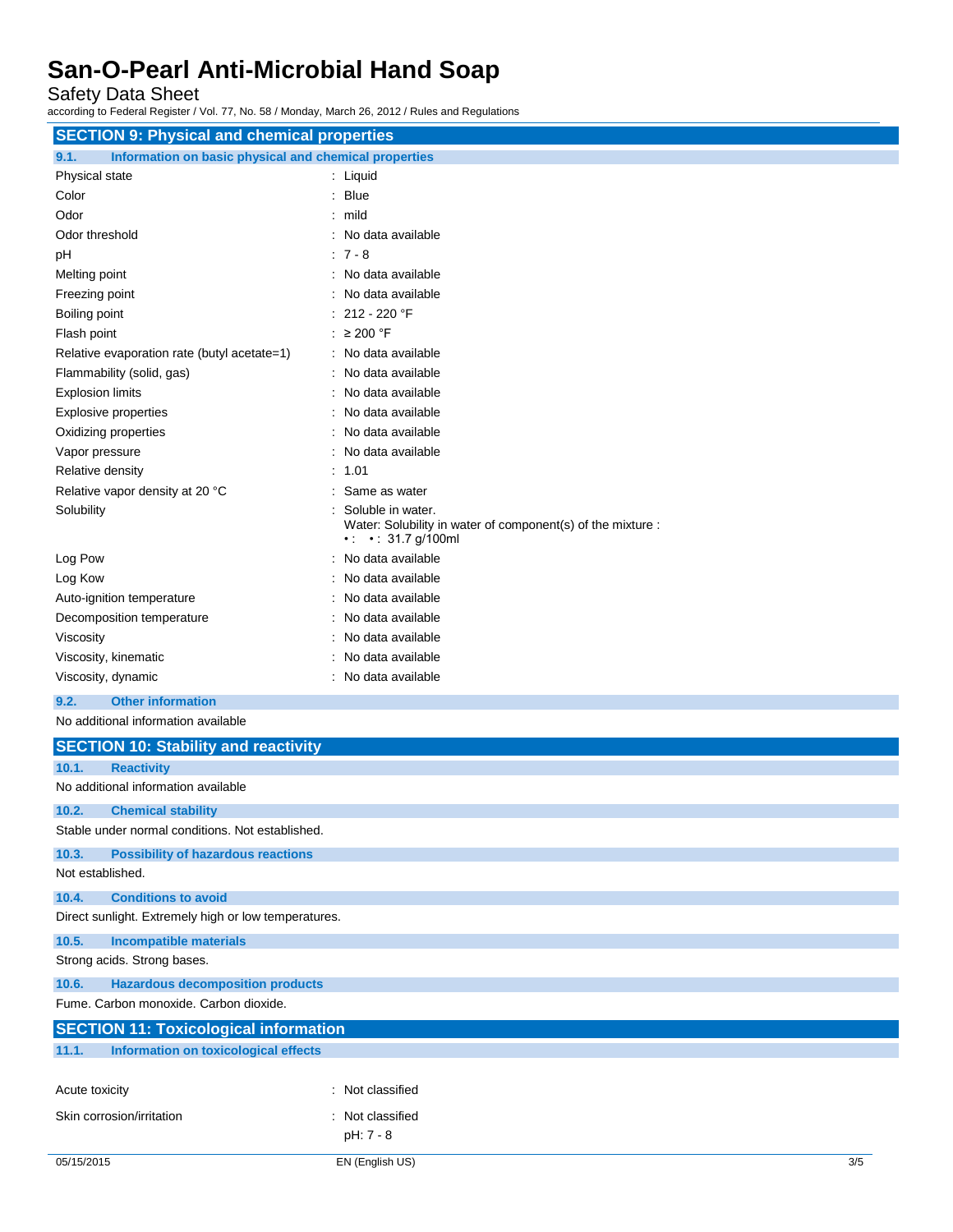## SECTION 9: Physical and chemical properties

### 9.1. Information on basic physical and chemical properties

| Property | Value |
|---|---|
| Physical state | : Liquid |
| Color | : Blue |
| Odor | : mild |
| Odor threshold | : No data available |
| pH | : 7 - 8 |
| Melting point | : No data available |
| Freezing point | : No data available |
| Boiling point | : 212 - 220 °F |
| Flash point | : ≥ 200 °F |
| Relative evaporation rate (butyl acetate=1) | : No data available |
| Flammability (solid, gas) | : No data available |
| Explosion limits | : No data available |
| Explosive properties | : No data available |
| Oxidizing properties | : No data available |
| Vapor pressure | : No data available |
| Relative density | : 1.01 |
| Relative vapor density at 20 °C | : Same as water |
| Solubility | : Soluble in water. Water: Solubility in water of component(s) of the mixture : • : • : 31.7 g/100ml |
| Log Pow | : No data available |
| Log Kow | : No data available |
| Auto-ignition temperature | : No data available |
| Decomposition temperature | : No data available |
| Viscosity | : No data available |
| Viscosity, kinematic | : No data available |
| Viscosity, dynamic | : No data available |

### 9.2. Other information

No additional information available

## SECTION 10: Stability and reactivity

### 10.1. Reactivity

No additional information available

### 10.2. Chemical stability

Stable under normal conditions. Not established.

### 10.3. Possibility of hazardous reactions

Not established.

### 10.4. Conditions to avoid

Direct sunlight. Extremely high or low temperatures.

### 10.5. Incompatible materials

Strong acids. Strong bases.

### 10.6. Hazardous decomposition products

Fume. Carbon monoxide. Carbon dioxide.

## SECTION 11: Toxicological information

### 11.1. Information on toxicological effects

| Effect | Classification |
|---|---|
| Acute toxicity | : Not classified |
| Skin corrosion/irritation | : Not classified<br>pH: 7 - 8 |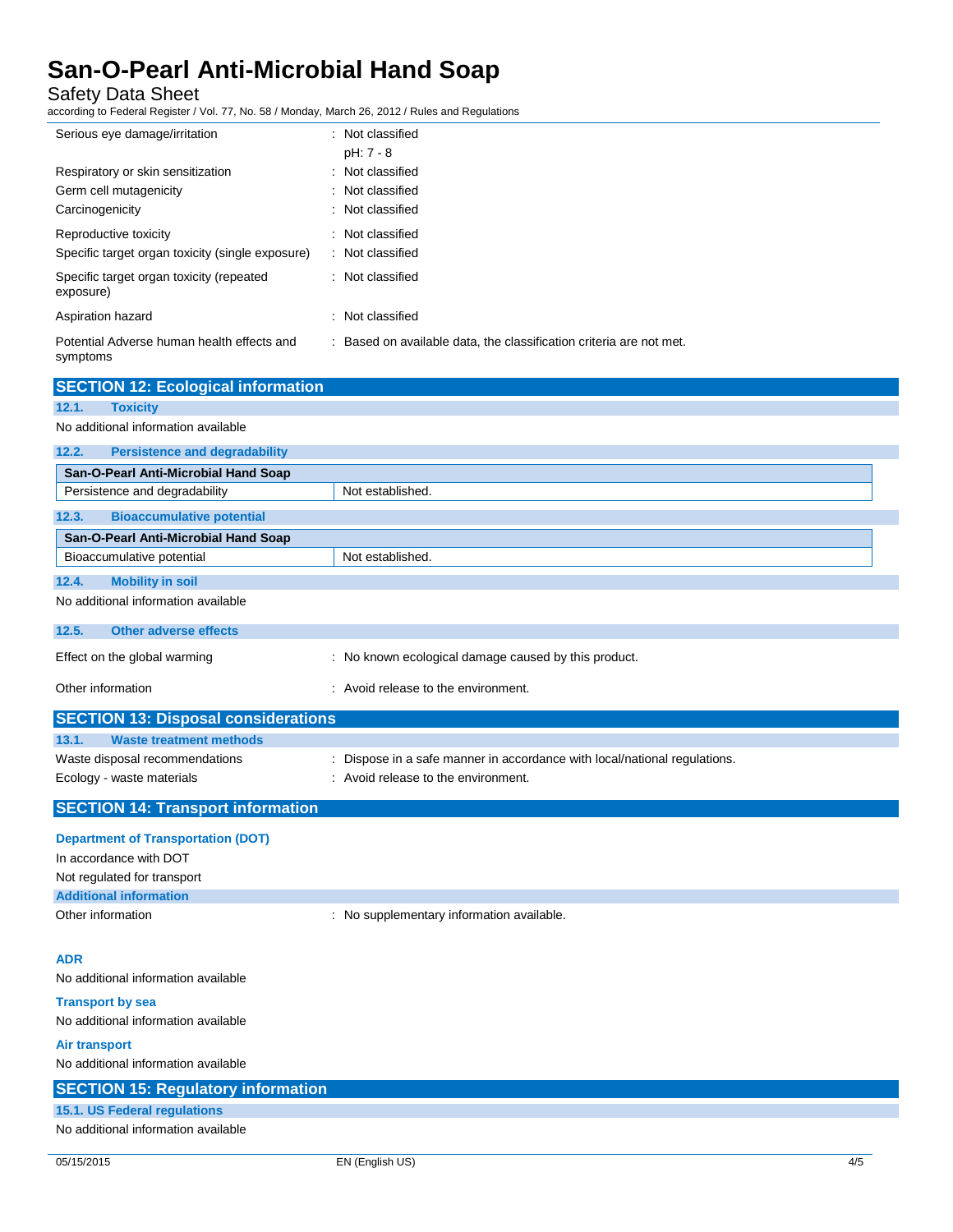| | |
|---|---|
| Serious eye damage/irritation | : Not classified |
| | pH: 7 - 8 |
| Respiratory or skin sensitization | : Not classified |
| Germ cell mutagenicity | : Not classified |
| Carcinogenicity | : Not classified |
| Reproductive toxicity | : Not classified |
| Specific target organ toxicity (single exposure) | : Not classified |
| Specific target organ toxicity (repeated exposure) | : Not classified |
| Aspiration hazard | : Not classified |
| Potential Adverse human health effects and symptoms | : Based on available data, the classification criteria are not met. |

## SECTION 12: Ecological information

### 12.1. Toxicity

No additional information available

### 12.2. Persistence and degradability

| San-O-Pearl Anti-Microbial Hand Soap | |
|---|---|
| Persistence and degradability | Not established. |

### 12.3. Bioaccumulative potential

| San-O-Pearl Anti-Microbial Hand Soap | |
|---|---|
| Bioaccumulative potential | Not established. |

### 12.4. Mobility in soil

No additional information available

### 12.5. Other adverse effects

| | |
|---|---|
| Effect on the global warming | : No known ecological damage caused by this product. |
| Other information | : Avoid release to the environment. |

## SECTION 13: Disposal considerations

### 13.1. Waste treatment methods

| | |
|---|---|
| Waste disposal recommendations | : Dispose in a safe manner in accordance with local/national regulations. |
| Ecology - waste materials | : Avoid release to the environment. |

## SECTION 14: Transport information

**Department of Transportation (DOT)**

In accordance with DOT

Not regulated for transport

**Additional information**

| | |
|---|---|
| Other information | : No supplementary information available. |

**ADR**

No additional information available

**Transport by sea**

No additional information available

**Air transport**

No additional information available

## SECTION 15: Regulatory information

### 15.1. US Federal regulations

No additional information available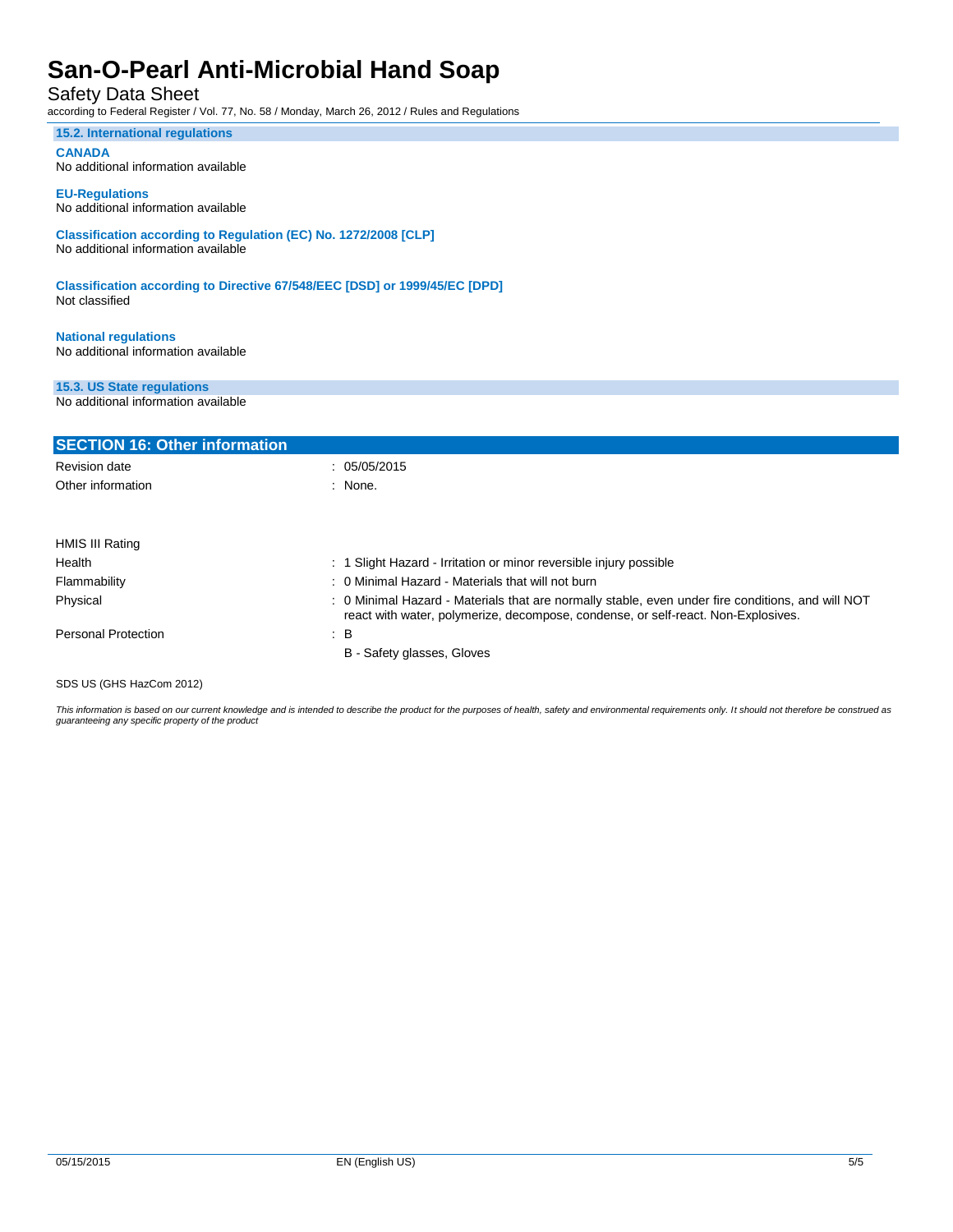### 15.2. International regulations

**CANADA**

No additional information available

**EU-Regulations**

No additional information available

**Classification according to Regulation (EC) No. 1272/2008 [CLP]**

No additional information available

**Classification according to Directive 67/548/EEC [DSD] or 1999/45/EC [DPD]**

Not classified

**National regulations**

No additional information available

### 15.3. US State regulations

No additional information available

## SECTION 16: Other information

| | |
|---|---|
| Revision date | : 05/05/2015 |
| Other information | : None. |

| | |
|---|---|
| HMIS III Rating | |
| Health | : 1 Slight Hazard - Irritation or minor reversible injury possible |
| Flammability | : 0 Minimal Hazard - Materials that will not burn |
| Physical | : 0 Minimal Hazard - Materials that are normally stable, even under fire conditions, and will NOT react with water, polymerize, decompose, condense, or self-react. Non-Explosives. |
| Personal Protection | : B<br>B - Safety glasses, Gloves |

SDS US (GHS HazCom 2012)

*This information is based on our current knowledge and is intended to describe the product for the purposes of health, safety and environmental requirements only. It should not therefore be construed as guaranteeing any specific property of the product*